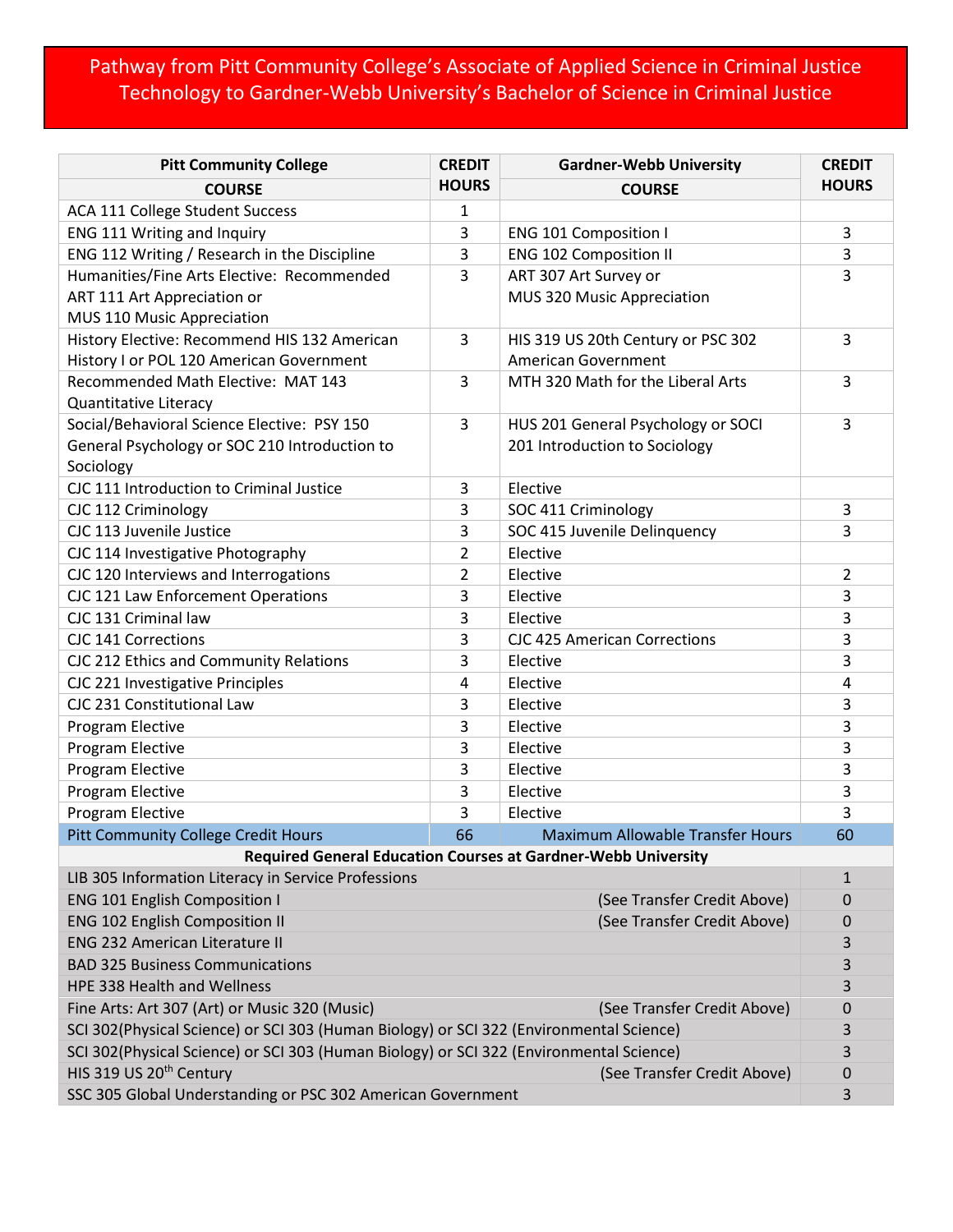# Pathway from Pitt Community College's Associate of Applied Science in Criminal Justice Technology to Gardner-Webb University's Bachelor of Science in Criminal Justice

| Pitt Community College COURSE | CREDIT HOURS | Gardner-Webb University COURSE | CREDIT HOURS |
|---|---|---|---|
| ACA 111 College Student Success | 1 | | |
| ENG 111 Writing and Inquiry | 3 | ENG 101 Composition I | 3 |
| ENG 112 Writing / Research in the Discipline | 3 | ENG 102 Composition II | 3 |
| Humanities/Fine Arts Elective: Recommended ART 111 Art Appreciation or MUS 110 Music Appreciation | 3 | ART 307 Art Survey or MUS 320 Music Appreciation | 3 |
| History Elective: Recommend HIS 132 American History I or POL 120 American Government | 3 | HIS 319 US 20th Century or PSC 302 American Government | 3 |
| Recommended Math Elective: MAT 143 Quantitative Literacy | 3 | MTH 320 Math for the Liberal Arts | 3 |
| Social/Behavioral Science Elective: PSY 150 General Psychology or SOC 210 Introduction to Sociology | 3 | HUS 201 General Psychology or SOCI 201 Introduction to Sociology | 3 |
| CJC 111 Introduction to Criminal Justice | 3 | Elective | |
| CJC 112 Criminology | 3 | SOC 411 Criminology | 3 |
| CJC 113 Juvenile Justice | 3 | SOC 415 Juvenile Delinquency | 3 |
| CJC 114 Investigative Photography | 2 | Elective | |
| CJC 120 Interviews and Interrogations | 2 | Elective | 2 |
| CJC 121 Law Enforcement Operations | 3 | Elective | 3 |
| CJC 131 Criminal law | 3 | Elective | 3 |
| CJC 141 Corrections | 3 | CJC 425 American Corrections | 3 |
| CJC 212 Ethics and Community Relations | 3 | Elective | 3 |
| CJC 221 Investigative Principles | 4 | Elective | 4 |
| CJC 231 Constitutional Law | 3 | Elective | 3 |
| Program Elective | 3 | Elective | 3 |
| Program Elective | 3 | Elective | 3 |
| Program Elective | 3 | Elective | 3 |
| Program Elective | 3 | Elective | 3 |
| Program Elective | 3 | Elective | 3 |
| Pitt Community College Credit Hours | 66 | Maximum Allowable Transfer Hours | 60 |

**Required General Education Courses at Gardner-Webb University**

| Course | Note | Credit Hours |
|---|---|---|
| LIB 305 Information Literacy in Service Professions | | 1 |
| ENG 101 English Composition I | (See Transfer Credit Above) | 0 |
| ENG 102 English Composition II | (See Transfer Credit Above) | 0 |
| ENG 232 American Literature II | | 3 |
| BAD 325 Business Communications | | 3 |
| HPE 338 Health and Wellness | | 3 |
| Fine Arts: Art 307 (Art) or Music 320 (Music) | (See Transfer Credit Above) | 0 |
| SCI 302(Physical Science) or SCI 303 (Human Biology) or SCI 322 (Environmental Science) | | 3 |
| SCI 302(Physical Science) or SCI 303 (Human Biology) or SCI 322 (Environmental Science) | | 3 |
| HIS 319 US 20th Century | (See Transfer Credit Above) | 0 |
| SSC 305 Global Understanding or PSC 302 American Government | | 3 |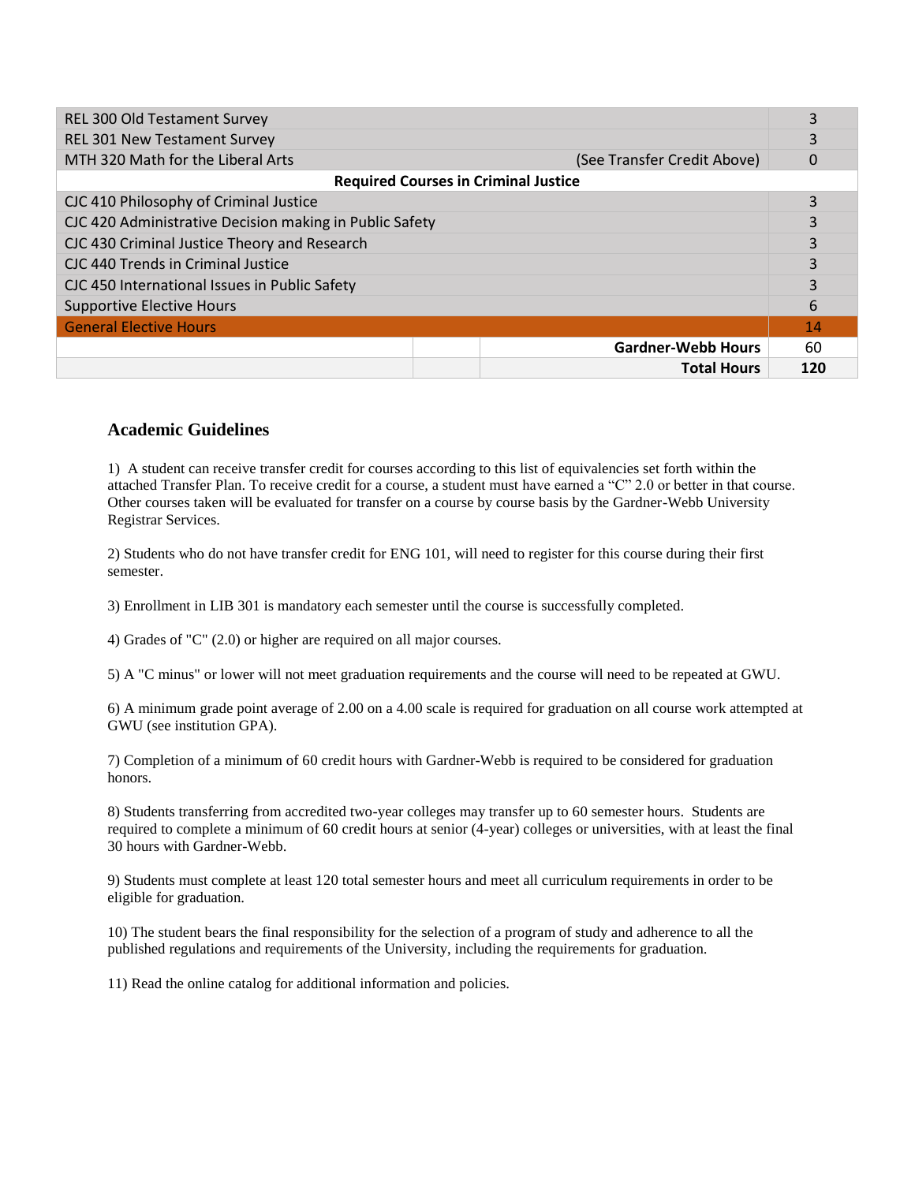| | | | |
|---|---|---|---|
| REL 300 Old Testament Survey | | | 3 |
| REL 301 New Testament Survey | | | 3 |
| MTH 320 Math for the Liberal Arts | | (See Transfer Credit Above) | 0 |
| **Required Courses in Criminal Justice** | | | |
| CJC 410 Philosophy of Criminal Justice | | | 3 |
| CJC 420 Administrative Decision making in Public Safety | | | 3 |
| CJC 430 Criminal Justice Theory and Research | | | 3 |
| CJC 440 Trends in Criminal Justice | | | 3 |
| CJC 450 International Issues in Public Safety | | | 3 |
| Supportive Elective Hours | | | 6 |
| General Elective Hours | | | 14 |
| | | **Gardner-Webb Hours** | 60 |
| | | **Total Hours** | **120** |

## Academic Guidelines

1) A student can receive transfer credit for courses according to this list of equivalencies set forth within the attached Transfer Plan. To receive credit for a course, a student must have earned a "C" 2.0 or better in that course. Other courses taken will be evaluated for transfer on a course by course basis by the Gardner-Webb University Registrar Services.

2) Students who do not have transfer credit for ENG 101, will need to register for this course during their first semester.

3) Enrollment in LIB 301 is mandatory each semester until the course is successfully completed.

4) Grades of "C" (2.0) or higher are required on all major courses.

5) A "C minus" or lower will not meet graduation requirements and the course will need to be repeated at GWU.

6) A minimum grade point average of 2.00 on a 4.00 scale is required for graduation on all course work attempted at GWU (see institution GPA).

7) Completion of a minimum of 60 credit hours with Gardner-Webb is required to be considered for graduation honors.

8) Students transferring from accredited two-year colleges may transfer up to 60 semester hours. Students are required to complete a minimum of 60 credit hours at senior (4-year) colleges or universities, with at least the final 30 hours with Gardner-Webb.

9) Students must complete at least 120 total semester hours and meet all curriculum requirements in order to be eligible for graduation.

10) The student bears the final responsibility for the selection of a program of study and adherence to all the published regulations and requirements of the University, including the requirements for graduation.

11) Read the online catalog for additional information and policies.